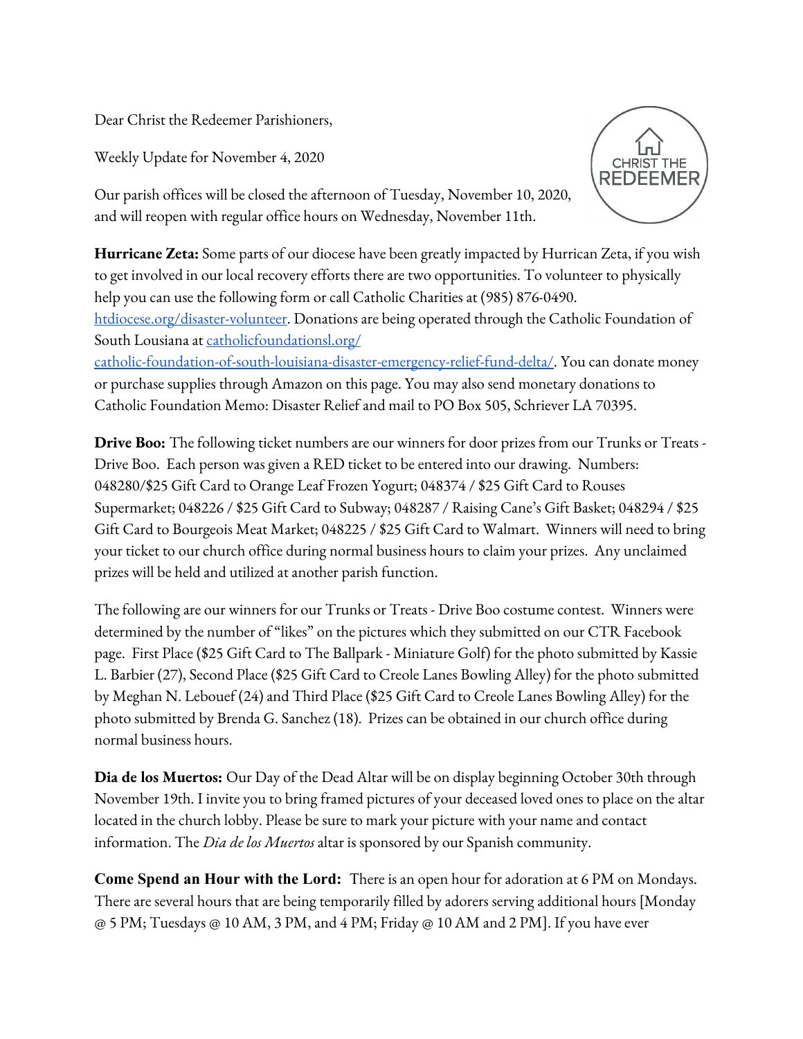Dear Christ the Redeemer Parishioners,

Weekly Update for November 4, 2020

Our parish offices will be closed the afternoon of Tuesday, November 10, 2020, and will reopen with regular office hours on Wednesday, November 11th.

**Hurricane Zeta:** Some parts of our diocese have been greatly impacted by Hurrican Zeta, if you wish to get involved in our local recovery efforts there are two opportunities. To volunteer to physically help you can use the following form or call Catholic Charities at (985) 876-0490. [htdiocese.org/disaster-volunteer](htdiocese.org/disaster-volunteer). Donations are being operated through the Catholic Foundation of South Lousiana at [catholicfoundationsl.org/catholic-foundation-of-south-louisiana-disaster-emergency-relief-fund-delta/](catholicfoundationsl.org/catholic-foundation-of-south-louisiana-disaster-emergency-relief-fund-delta/). You can donate money or purchase supplies through Amazon on this page. You may also send monetary donations to Catholic Foundation Memo: Disaster Relief and mail to PO Box 505, Schriever LA 70395.

**Drive Boo:** The following ticket numbers are our winners for door prizes from our Trunks or Treats - Drive Boo. Each person was given a RED ticket to be entered into our drawing. Numbers: 048280/$25 Gift Card to Orange Leaf Frozen Yogurt; 048374 / $25 Gift Card to Rouses Supermarket; 048226 / $25 Gift Card to Subway; 048287 / Raising Cane's Gift Basket; 048294 / $25 Gift Card to Bourgeois Meat Market; 048225 / $25 Gift Card to Walmart. Winners will need to bring your ticket to our church office during normal business hours to claim your prizes. Any unclaimed prizes will be held and utilized at another parish function.

The following are our winners for our Trunks or Treats - Drive Boo costume contest. Winners were determined by the number of "likes" on the pictures which they submitted on our CTR Facebook page. First Place ($25 Gift Card to The Ballpark - Miniature Golf) for the photo submitted by Kassie L. Barbier (27), Second Place ($25 Gift Card to Creole Lanes Bowling Alley) for the photo submitted by Meghan N. Lebouef (24) and Third Place ($25 Gift Card to Creole Lanes Bowling Alley) for the photo submitted by Brenda G. Sanchez (18). Prizes can be obtained in our church office during normal business hours.

**Dia de los Muertos:** Our Day of the Dead Altar will be on display beginning October 30th through November 19th. I invite you to bring framed pictures of your deceased loved ones to place on the altar located in the church lobby. Please be sure to mark your picture with your name and contact information. The *Dia de los Muertos* altar is sponsored by our Spanish community.

**Come Spend an Hour with the Lord:** There is an open hour for adoration at 6 PM on Mondays. There are several hours that are being temporarily filled by adorers serving additional hours [Monday @ 5 PM; Tuesdays @ 10 AM, 3 PM, and 4 PM; Friday @ 10 AM and 2 PM]. If you have ever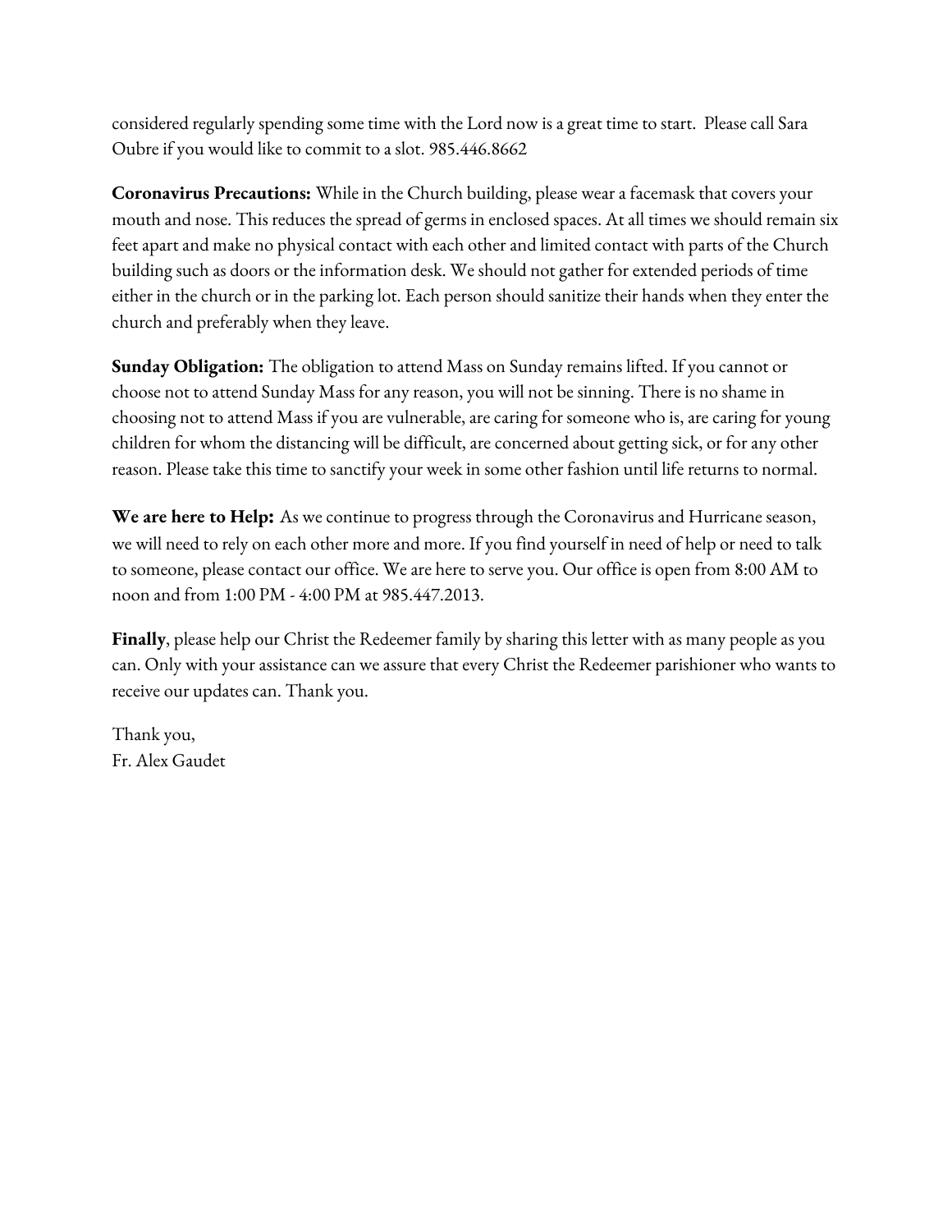considered regularly spending some time with the Lord now is a great time to start. Please call Sara Oubre if you would like to commit to a slot. 985.446.8662

**Coronavirus Precautions:** While in the Church building, please wear a facemask that covers your mouth and nose. This reduces the spread of germs in enclosed spaces. At all times we should remain six feet apart and make no physical contact with each other and limited contact with parts of the Church building such as doors or the information desk. We should not gather for extended periods of time either in the church or in the parking lot. Each person should sanitize their hands when they enter the church and preferably when they leave.

**Sunday Obligation:** The obligation to attend Mass on Sunday remains lifted. If you cannot or choose not to attend Sunday Mass for any reason, you will not be sinning. There is no shame in choosing not to attend Mass if you are vulnerable, are caring for someone who is, are caring for young children for whom the distancing will be difficult, are concerned about getting sick, or for any other reason. Please take this time to sanctify your week in some other fashion until life returns to normal.

**We are here to Help:** As we continue to progress through the Coronavirus and Hurricane season, we will need to rely on each other more and more. If you find yourself in need of help or need to talk to someone, please contact our office. We are here to serve you. Our office is open from 8:00 AM to noon and from 1:00 PM - 4:00 PM at 985.447.2013.

**Finally**, please help our Christ the Redeemer family by sharing this letter with as many people as you can. Only with your assistance can we assure that every Christ the Redeemer parishioner who wants to receive our updates can. Thank you.

Thank you,
Fr. Alex Gaudet